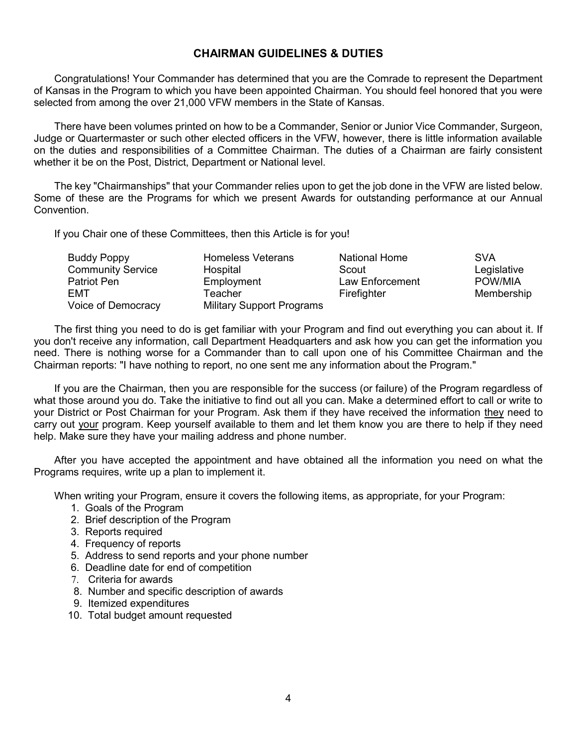## CHAIRMAN GUIDELINES & DUTIES

Congratulations! Your Commander has determined that you are the Comrade to represent the Department of Kansas in the Program to which you have been appointed Chairman. You should feel honored that you were selected from among the over 21,000 VFW members in the State of Kansas.

There have been volumes printed on how to be a Commander, Senior or Junior Vice Commander, Surgeon, Judge or Quartermaster or such other elected officers in the VFW, however, there is little information available on the duties and responsibilities of a Committee Chairman. The duties of a Chairman are fairly consistent whether it be on the Post, District, Department or National level.

The key "Chairmanships" that your Commander relies upon to get the job done in the VFW are listed below. Some of these are the Programs for which we present Awards for outstanding performance at our Annual Convention.

If you Chair one of these Committees, then this Article is for you!

| | | | |
|---|---|---|---|
| Buddy Poppy | Homeless Veterans | National Home | SVA |
| Community Service | Hospital | Scout | Legislative |
| Patriot Pen | Employment | Law Enforcement | POW/MIA |
| EMT | Teacher | Firefighter | Membership |
| Voice of Democracy | Military Support Programs | | |

The first thing you need to do is get familiar with your Program and find out everything you can about it. If you don't receive any information, call Department Headquarters and ask how you can get the information you need. There is nothing worse for a Commander than to call upon one of his Committee Chairman and the Chairman reports: "I have nothing to report, no one sent me any information about the Program."

If you are the Chairman, then you are responsible for the success (or failure) of the Program regardless of what those around you do. Take the initiative to find out all you can. Make a determined effort to call or write to your District or Post Chairman for your Program. Ask them if they have received the information they need to carry out your program. Keep yourself available to them and let them know you are there to help if they need help. Make sure they have your mailing address and phone number.

After you have accepted the appointment and have obtained all the information you need on what the Programs requires, write up a plan to implement it.

When writing your Program, ensure it covers the following items, as appropriate, for your Program:

1. Goals of the Program
2. Brief description of the Program
3. Reports required
4. Frequency of reports
5. Address to send reports and your phone number
6. Deadline date for end of competition
7. Criteria for awards
8. Number and specific description of awards
9. Itemized expenditures
10. Total budget amount requested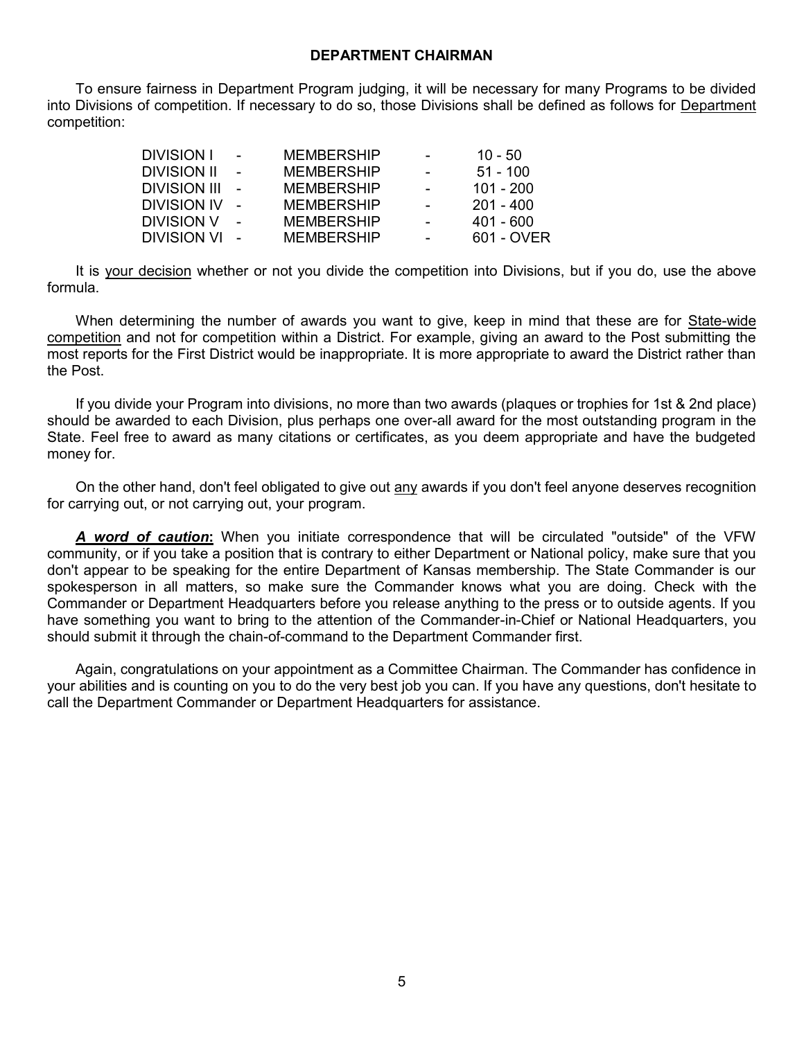## DEPARTMENT CHAIRMAN

To ensure fairness in Department Program judging, it will be necessary for many Programs to be divided into Divisions of competition. If necessary to do so, those Divisions shall be defined as follows for Department competition:

| | | | | |
|---|---|---|---|---|
| DIVISION I | - | MEMBERSHIP | - | 10 - 50 |
| DIVISION II | - | MEMBERSHIP | - | 51 - 100 |
| DIVISION III | - | MEMBERSHIP | - | 101 - 200 |
| DIVISION IV | - | MEMBERSHIP | - | 201 - 400 |
| DIVISION V | - | MEMBERSHIP | - | 401 - 600 |
| DIVISION VI | - | MEMBERSHIP | - | 601 - OVER |

It is your decision whether or not you divide the competition into Divisions, but if you do, use the above formula.

When determining the number of awards you want to give, keep in mind that these are for State-wide competition and not for competition within a District. For example, giving an award to the Post submitting the most reports for the First District would be inappropriate. It is more appropriate to award the District rather than the Post.

If you divide your Program into divisions, no more than two awards (plaques or trophies for 1st & 2nd place) should be awarded to each Division, plus perhaps one over-all award for the most outstanding program in the State. Feel free to award as many citations or certificates, as you deem appropriate and have the budgeted money for.

On the other hand, don't feel obligated to give out any awards if you don't feel anyone deserves recognition for carrying out, or not carrying out, your program.

***A word of caution*:** When you initiate correspondence that will be circulated "outside" of the VFW community, or if you take a position that is contrary to either Department or National policy, make sure that you don't appear to be speaking for the entire Department of Kansas membership. The State Commander is our spokesperson in all matters, so make sure the Commander knows what you are doing. Check with the Commander or Department Headquarters before you release anything to the press or to outside agents. If you have something you want to bring to the attention of the Commander-in-Chief or National Headquarters, you should submit it through the chain-of-command to the Department Commander first.

Again, congratulations on your appointment as a Committee Chairman. The Commander has confidence in your abilities and is counting on you to do the very best job you can. If you have any questions, don't hesitate to call the Department Commander or Department Headquarters for assistance.